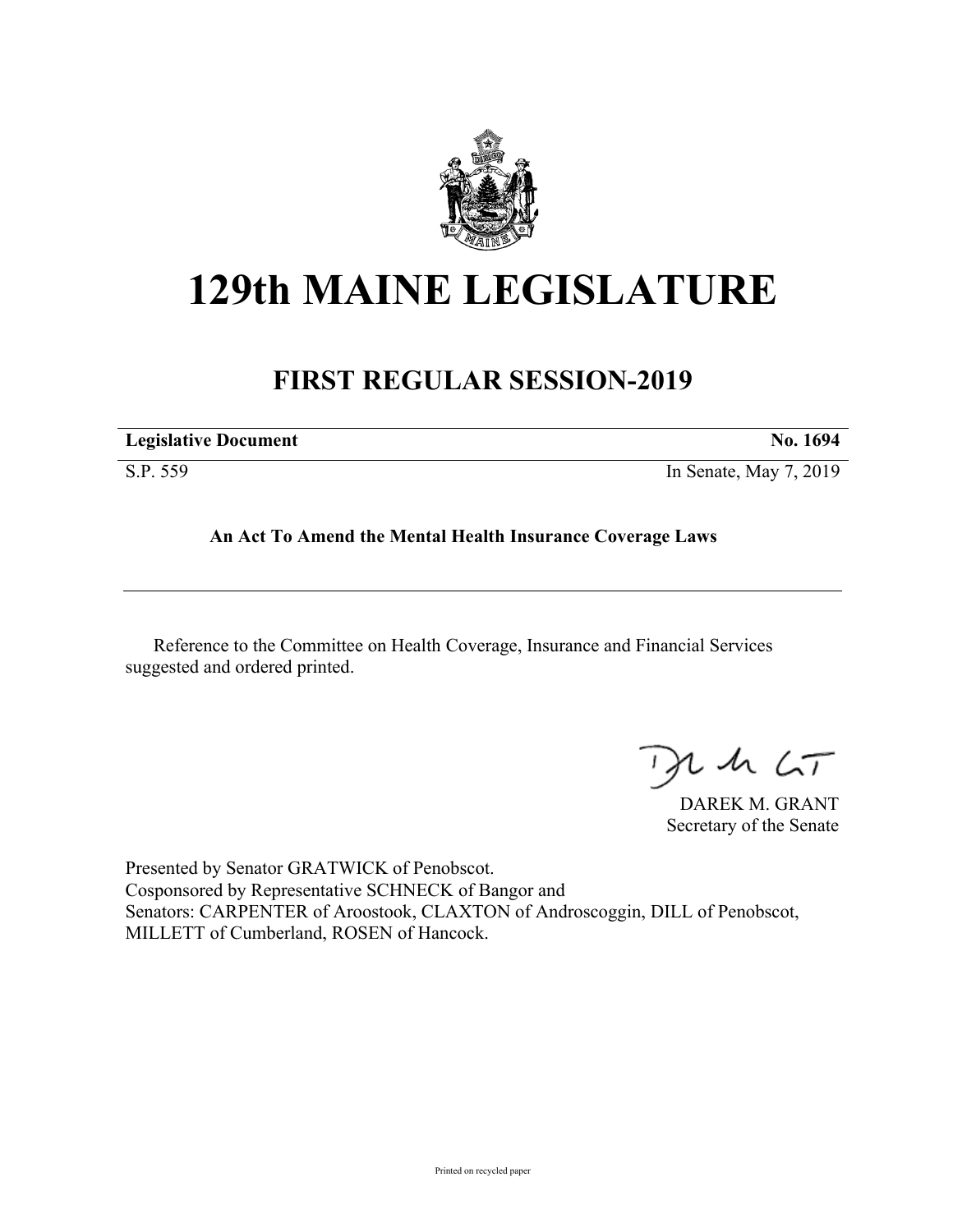# 129th MAINE LEGISLATURE

## FIRST REGULAR SESSION-2019

| **Legislative Document** | **No. 1694** |
|---|---|
| S.P. 559 | In Senate, May 7, 2019 |

**An Act To Amend the Mental Health Insurance Coverage Laws**

Reference to the Committee on Health Coverage, Insurance and Financial Services suggested and ordered printed.

DAREK M. GRANT
Secretary of the Senate

Presented by Senator GRATWICK of Penobscot.
Cosponsored by Representative SCHNECK of Bangor and
Senators: CARPENTER of Aroostook, CLAXTON of Androscoggin, DILL of Penobscot, MILLETT of Cumberland, ROSEN of Hancock.

Printed on recycled paper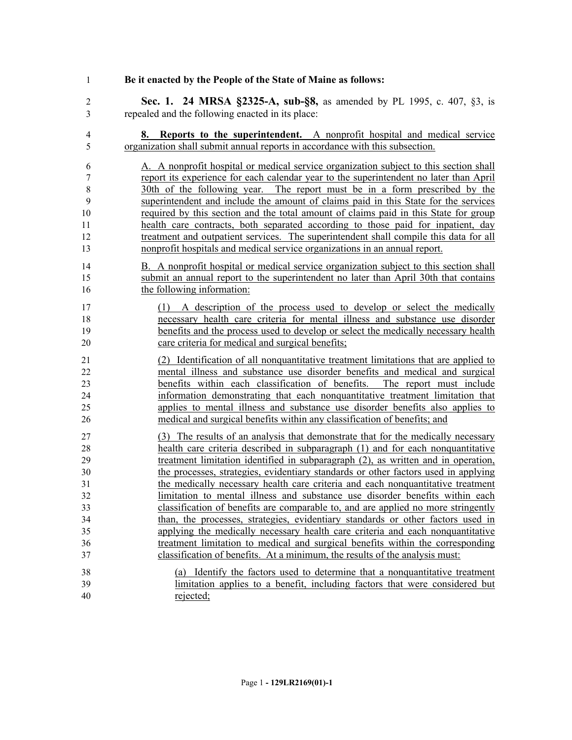**Be it enacted by the People of the State of Maine as follows:**

**Sec. 1. 24 MRSA §2325-A, sub-§8,** as amended by PL 1995, c. 407, §3, is repealed and the following enacted in its place:

**8. Reports to the superintendent.** A nonprofit hospital and medical service organization shall submit annual reports in accordance with this subsection.

A. A nonprofit hospital or medical service organization subject to this section shall report its experience for each calendar year to the superintendent no later than April 30th of the following year. The report must be in a form prescribed by the superintendent and include the amount of claims paid in this State for the services required by this section and the total amount of claims paid in this State for group health care contracts, both separated according to those paid for inpatient, day treatment and outpatient services. The superintendent shall compile this data for all nonprofit hospitals and medical service organizations in an annual report.

B. A nonprofit hospital or medical service organization subject to this section shall submit an annual report to the superintendent no later than April 30th that contains the following information:

(1) A description of the process used to develop or select the medically necessary health care criteria for mental illness and substance use disorder benefits and the process used to develop or select the medically necessary health care criteria for medical and surgical benefits;

(2) Identification of all nonquantitative treatment limitations that are applied to mental illness and substance use disorder benefits and medical and surgical benefits within each classification of benefits. The report must include information demonstrating that each nonquantitative treatment limitation that applies to mental illness and substance use disorder benefits also applies to medical and surgical benefits within any classification of benefits; and

(3) The results of an analysis that demonstrate that for the medically necessary health care criteria described in subparagraph (1) and for each nonquantitative treatment limitation identified in subparagraph (2), as written and in operation, the processes, strategies, evidentiary standards or other factors used in applying the medically necessary health care criteria and each nonquantitative treatment limitation to mental illness and substance use disorder benefits within each classification of benefits are comparable to, and are applied no more stringently than, the processes, strategies, evidentiary standards or other factors used in applying the medically necessary health care criteria and each nonquantitative treatment limitation to medical and surgical benefits within the corresponding classification of benefits. At a minimum, the results of the analysis must:

(a) Identify the factors used to determine that a nonquantitative treatment limitation applies to a benefit, including factors that were considered but rejected;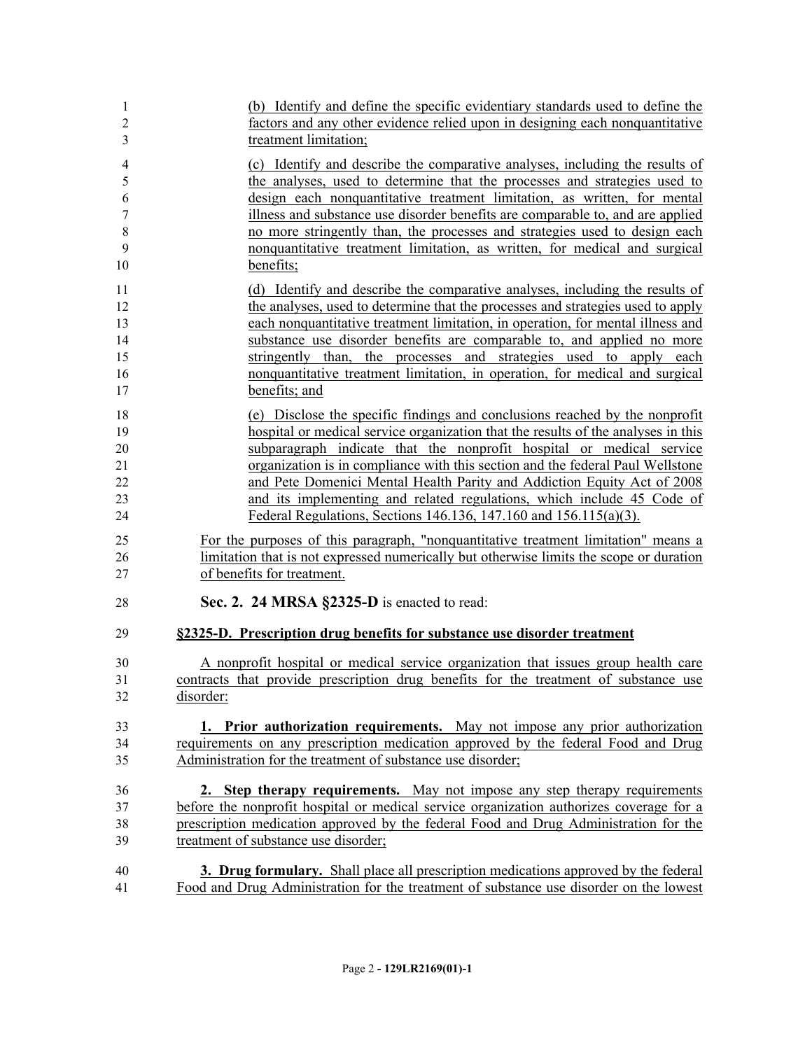(b) Identify and define the specific evidentiary standards used to define the factors and any other evidence relied upon in designing each nonquantitative treatment limitation;

(c) Identify and describe the comparative analyses, including the results of the analyses, used to determine that the processes and strategies used to design each nonquantitative treatment limitation, as written, for mental illness and substance use disorder benefits are comparable to, and are applied no more stringently than, the processes and strategies used to design each nonquantitative treatment limitation, as written, for medical and surgical benefits;

(d) Identify and describe the comparative analyses, including the results of the analyses, used to determine that the processes and strategies used to apply each nonquantitative treatment limitation, in operation, for mental illness and substance use disorder benefits are comparable to, and applied no more stringently than, the processes and strategies used to apply each nonquantitative treatment limitation, in operation, for medical and surgical benefits; and

(e) Disclose the specific findings and conclusions reached by the nonprofit hospital or medical service organization that the results of the analyses in this subparagraph indicate that the nonprofit hospital or medical service organization is in compliance with this section and the federal Paul Wellstone and Pete Domenici Mental Health Parity and Addiction Equity Act of 2008 and its implementing and related regulations, which include 45 Code of Federal Regulations, Sections 146.136, 147.160 and 156.115(a)(3).

For the purposes of this paragraph, "nonquantitative treatment limitation" means a limitation that is not expressed numerically but otherwise limits the scope or duration of benefits for treatment.

**Sec. 2. 24 MRSA §2325-D** is enacted to read:

**§2325-D. Prescription drug benefits for substance use disorder treatment**

A nonprofit hospital or medical service organization that issues group health care contracts that provide prescription drug benefits for the treatment of substance use disorder:

**1. Prior authorization requirements.** May not impose any prior authorization requirements on any prescription medication approved by the federal Food and Drug Administration for the treatment of substance use disorder;

**2. Step therapy requirements.** May not impose any step therapy requirements before the nonprofit hospital or medical service organization authorizes coverage for a prescription medication approved by the federal Food and Drug Administration for the treatment of substance use disorder;

**3. Drug formulary.** Shall place all prescription medications approved by the federal Food and Drug Administration for the treatment of substance use disorder on the lowest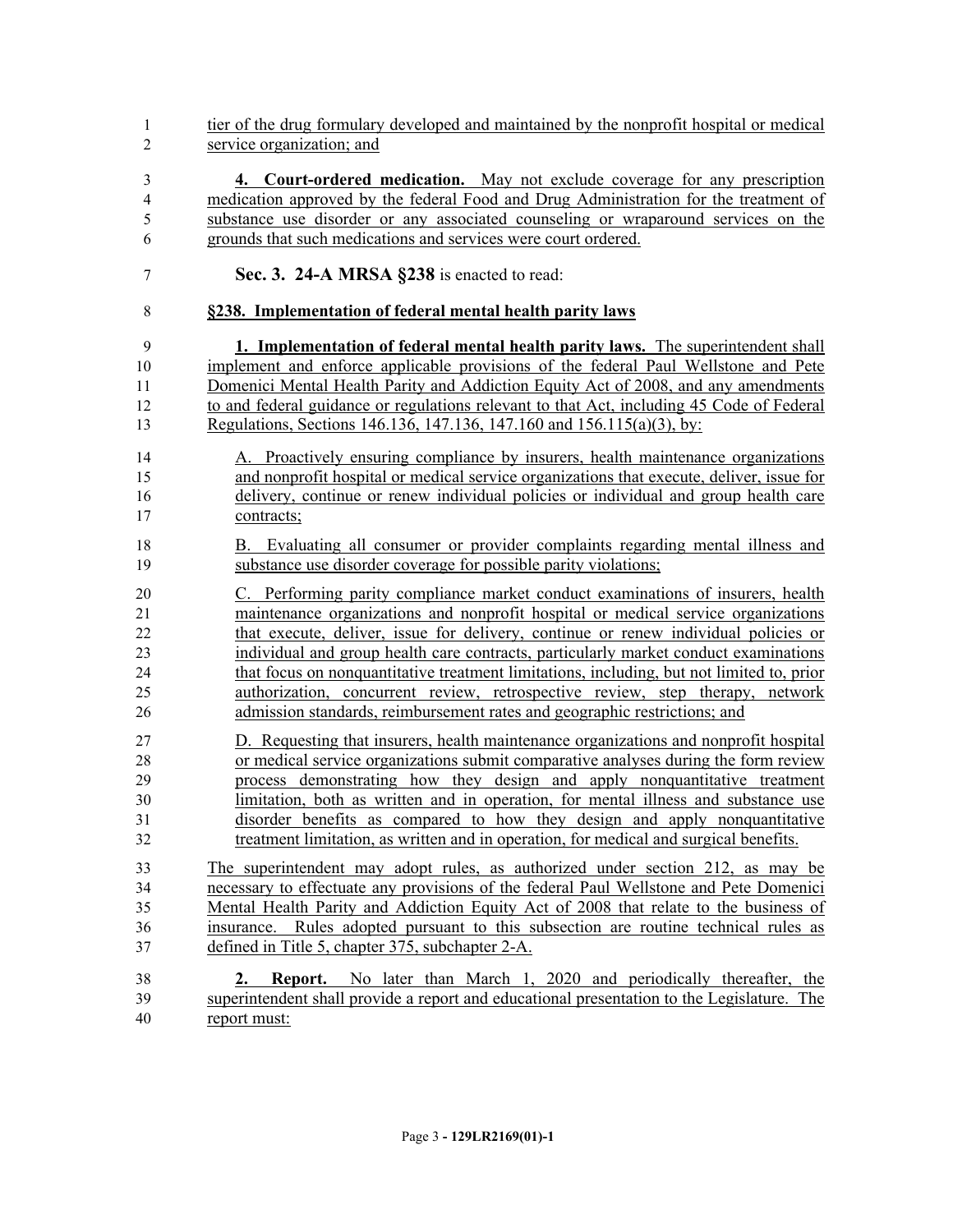tier of the drug formulary developed and maintained by the nonprofit hospital or medical service organization; and

**4. Court-ordered medication.** May not exclude coverage for any prescription medication approved by the federal Food and Drug Administration for the treatment of substance use disorder or any associated counseling or wraparound services on the grounds that such medications and services were court ordered.

**Sec. 3. 24-A MRSA §238** is enacted to read:

**§238. Implementation of federal mental health parity laws**

**1. Implementation of federal mental health parity laws.** The superintendent shall implement and enforce applicable provisions of the federal Paul Wellstone and Pete Domenici Mental Health Parity and Addiction Equity Act of 2008, and any amendments to and federal guidance or regulations relevant to that Act, including 45 Code of Federal Regulations, Sections 146.136, 147.136, 147.160 and 156.115(a)(3), by:

A. Proactively ensuring compliance by insurers, health maintenance organizations and nonprofit hospital or medical service organizations that execute, deliver, issue for delivery, continue or renew individual policies or individual and group health care contracts;

B. Evaluating all consumer or provider complaints regarding mental illness and substance use disorder coverage for possible parity violations;

C. Performing parity compliance market conduct examinations of insurers, health maintenance organizations and nonprofit hospital or medical service organizations that execute, deliver, issue for delivery, continue or renew individual policies or individual and group health care contracts, particularly market conduct examinations that focus on nonquantitative treatment limitations, including, but not limited to, prior authorization, concurrent review, retrospective review, step therapy, network admission standards, reimbursement rates and geographic restrictions; and

D. Requesting that insurers, health maintenance organizations and nonprofit hospital or medical service organizations submit comparative analyses during the form review process demonstrating how they design and apply nonquantitative treatment limitation, both as written and in operation, for mental illness and substance use disorder benefits as compared to how they design and apply nonquantitative treatment limitation, as written and in operation, for medical and surgical benefits.

The superintendent may adopt rules, as authorized under section 212, as may be necessary to effectuate any provisions of the federal Paul Wellstone and Pete Domenici Mental Health Parity and Addiction Equity Act of 2008 that relate to the business of insurance. Rules adopted pursuant to this subsection are routine technical rules as defined in Title 5, chapter 375, subchapter 2-A.

**2. Report.** No later than March 1, 2020 and periodically thereafter, the superintendent shall provide a report and educational presentation to the Legislature. The report must: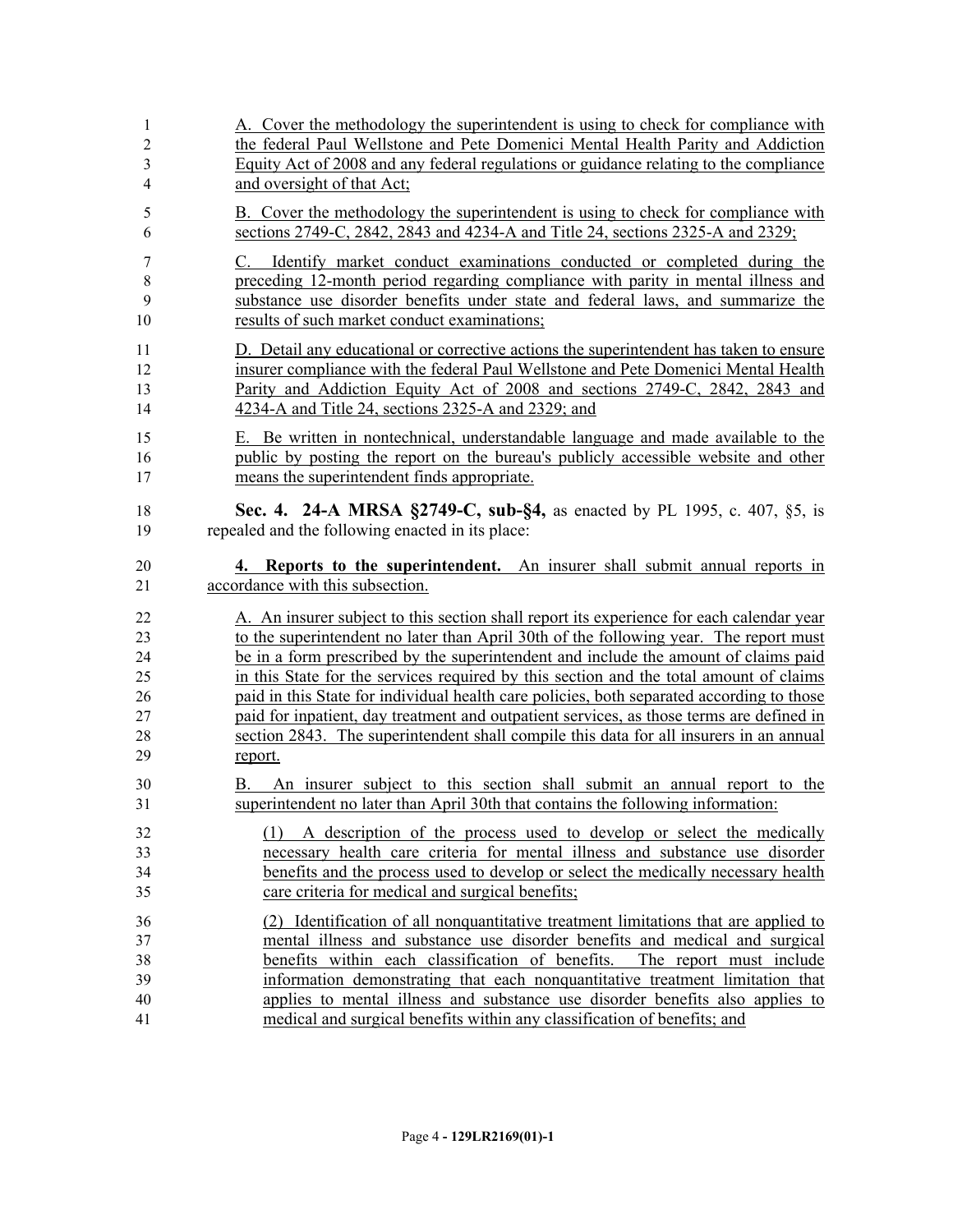A. Cover the methodology the superintendent is using to check for compliance with the federal Paul Wellstone and Pete Domenici Mental Health Parity and Addiction Equity Act of 2008 and any federal regulations or guidance relating to the compliance and oversight of that Act;

B. Cover the methodology the superintendent is using to check for compliance with sections 2749-C, 2842, 2843 and 4234-A and Title 24, sections 2325-A and 2329;

C. Identify market conduct examinations conducted or completed during the preceding 12-month period regarding compliance with parity in mental illness and substance use disorder benefits under state and federal laws, and summarize the results of such market conduct examinations;

D. Detail any educational or corrective actions the superintendent has taken to ensure insurer compliance with the federal Paul Wellstone and Pete Domenici Mental Health Parity and Addiction Equity Act of 2008 and sections 2749-C, 2842, 2843 and 4234-A and Title 24, sections 2325-A and 2329; and

E. Be written in nontechnical, understandable language and made available to the public by posting the report on the bureau's publicly accessible website and other means the superintendent finds appropriate.

**Sec. 4. 24-A MRSA §2749-C, sub-§4,** as enacted by PL 1995, c. 407, §5, is repealed and the following enacted in its place:

**4. Reports to the superintendent.** An insurer shall submit annual reports in accordance with this subsection.

A. An insurer subject to this section shall report its experience for each calendar year to the superintendent no later than April 30th of the following year. The report must be in a form prescribed by the superintendent and include the amount of claims paid in this State for the services required by this section and the total amount of claims paid in this State for individual health care policies, both separated according to those paid for inpatient, day treatment and outpatient services, as those terms are defined in section 2843. The superintendent shall compile this data for all insurers in an annual report.

B. An insurer subject to this section shall submit an annual report to the superintendent no later than April 30th that contains the following information:

(1) A description of the process used to develop or select the medically necessary health care criteria for mental illness and substance use disorder benefits and the process used to develop or select the medically necessary health care criteria for medical and surgical benefits;

(2) Identification of all nonquantitative treatment limitations that are applied to mental illness and substance use disorder benefits and medical and surgical benefits within each classification of benefits. The report must include information demonstrating that each nonquantitative treatment limitation that applies to mental illness and substance use disorder benefits also applies to medical and surgical benefits within any classification of benefits; and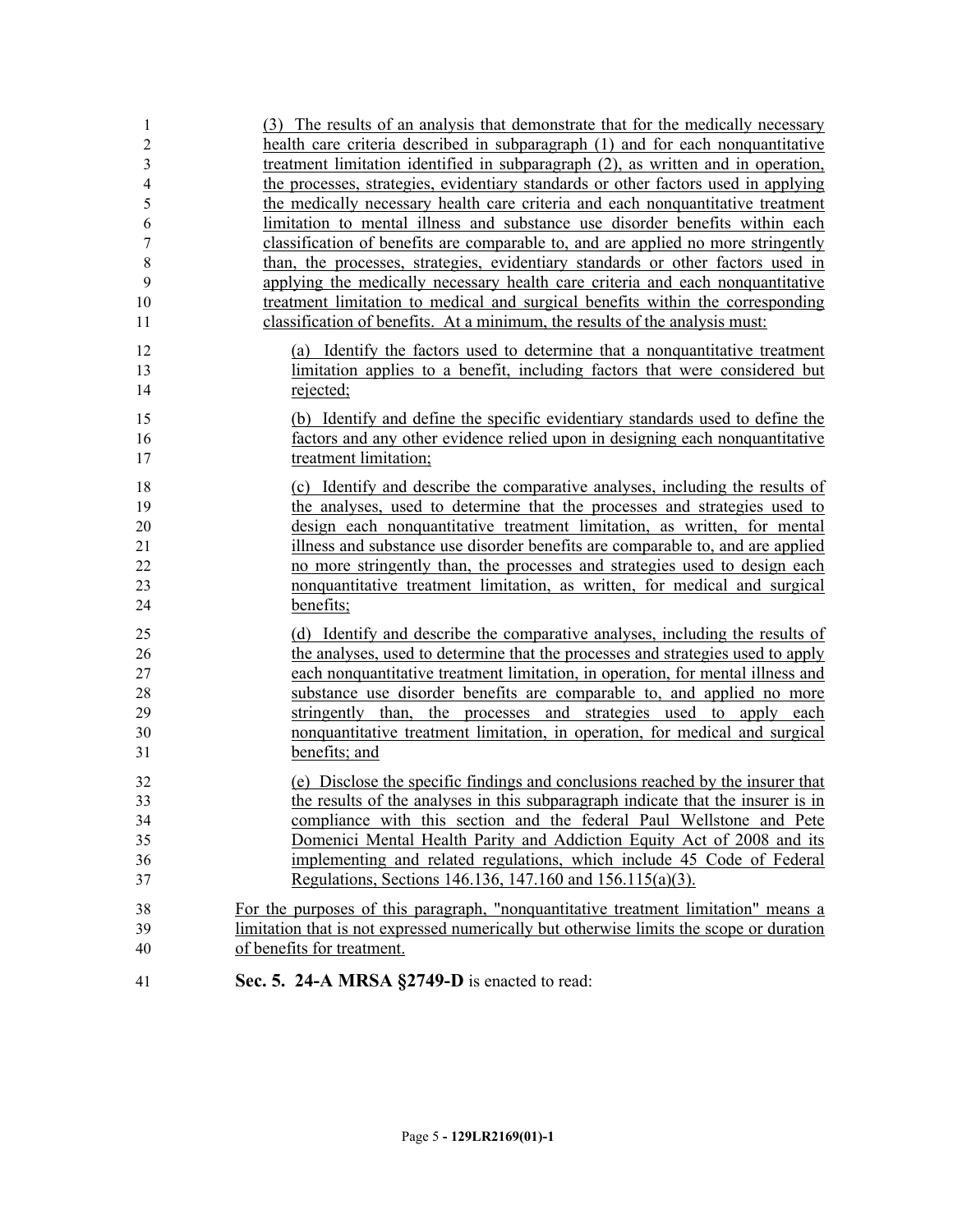(3) The results of an analysis that demonstrate that for the medically necessary health care criteria described in subparagraph (1) and for each nonquantitative treatment limitation identified in subparagraph (2), as written and in operation, the processes, strategies, evidentiary standards or other factors used in applying the medically necessary health care criteria and each nonquantitative treatment limitation to mental illness and substance use disorder benefits within each classification of benefits are comparable to, and are applied no more stringently than, the processes, strategies, evidentiary standards or other factors used in applying the medically necessary health care criteria and each nonquantitative treatment limitation to medical and surgical benefits within the corresponding classification of benefits. At a minimum, the results of the analysis must:

(a) Identify the factors used to determine that a nonquantitative treatment limitation applies to a benefit, including factors that were considered but rejected;

(b) Identify and define the specific evidentiary standards used to define the factors and any other evidence relied upon in designing each nonquantitative treatment limitation;

(c) Identify and describe the comparative analyses, including the results of the analyses, used to determine that the processes and strategies used to design each nonquantitative treatment limitation, as written, for mental illness and substance use disorder benefits are comparable to, and are applied no more stringently than, the processes and strategies used to design each nonquantitative treatment limitation, as written, for medical and surgical benefits;

(d) Identify and describe the comparative analyses, including the results of the analyses, used to determine that the processes and strategies used to apply each nonquantitative treatment limitation, in operation, for mental illness and substance use disorder benefits are comparable to, and applied no more stringently than, the processes and strategies used to apply each nonquantitative treatment limitation, in operation, for medical and surgical benefits; and

(e) Disclose the specific findings and conclusions reached by the insurer that the results of the analyses in this subparagraph indicate that the insurer is in compliance with this section and the federal Paul Wellstone and Pete Domenici Mental Health Parity and Addiction Equity Act of 2008 and its implementing and related regulations, which include 45 Code of Federal Regulations, Sections 146.136, 147.160 and 156.115(a)(3).

For the purposes of this paragraph, "nonquantitative treatment limitation" means a limitation that is not expressed numerically but otherwise limits the scope or duration of benefits for treatment.

**Sec. 5. 24-A MRSA §2749-D** is enacted to read: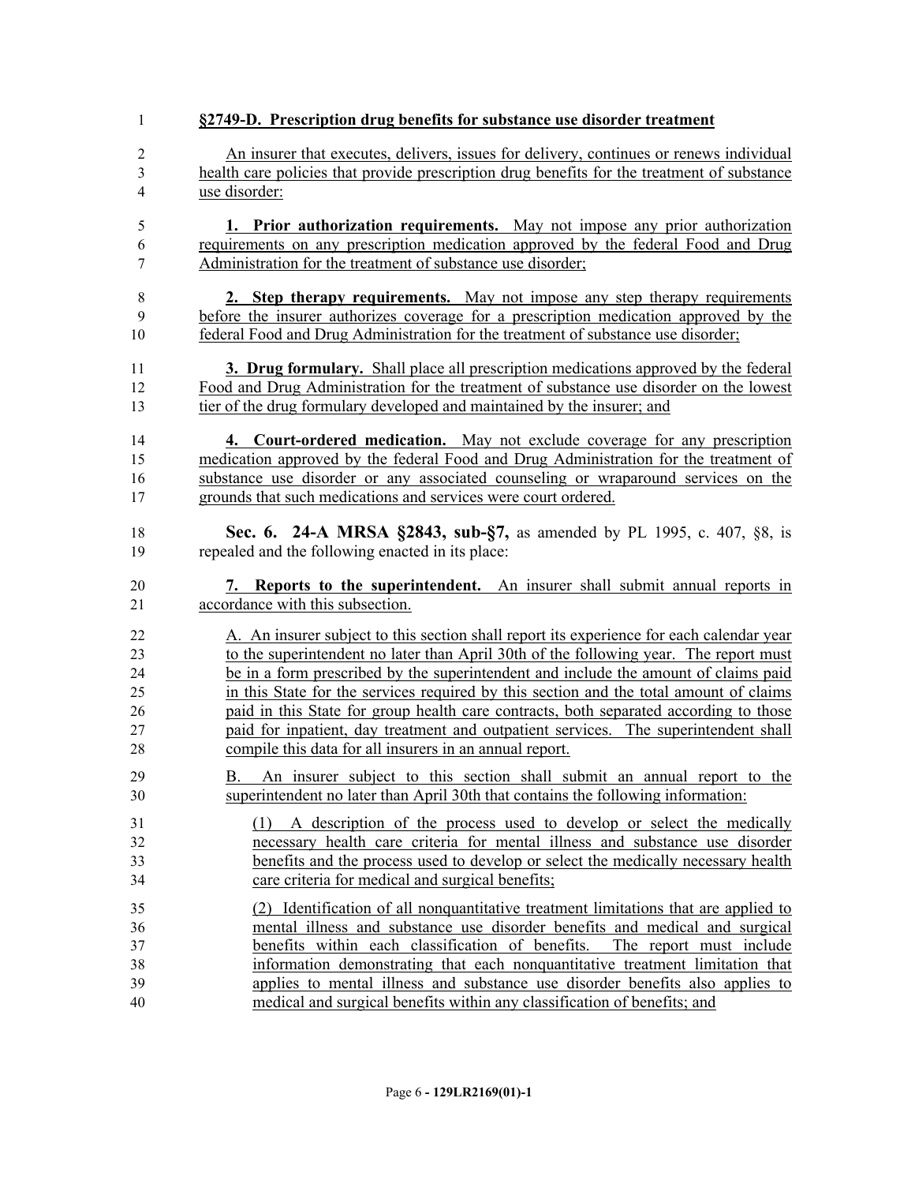**§2749-D. Prescription drug benefits for substance use disorder treatment**

An insurer that executes, delivers, issues for delivery, continues or renews individual health care policies that provide prescription drug benefits for the treatment of substance use disorder:

**1. Prior authorization requirements.** May not impose any prior authorization requirements on any prescription medication approved by the federal Food and Drug Administration for the treatment of substance use disorder;

**2. Step therapy requirements.** May not impose any step therapy requirements before the insurer authorizes coverage for a prescription medication approved by the federal Food and Drug Administration for the treatment of substance use disorder;

**3. Drug formulary.** Shall place all prescription medications approved by the federal Food and Drug Administration for the treatment of substance use disorder on the lowest tier of the drug formulary developed and maintained by the insurer; and

**4. Court-ordered medication.** May not exclude coverage for any prescription medication approved by the federal Food and Drug Administration for the treatment of substance use disorder or any associated counseling or wraparound services on the grounds that such medications and services were court ordered.

**Sec. 6. 24-A MRSA §2843, sub-§7,** as amended by PL 1995, c. 407, §8, is repealed and the following enacted in its place:

**7. Reports to the superintendent.** An insurer shall submit annual reports in accordance with this subsection.

A. An insurer subject to this section shall report its experience for each calendar year to the superintendent no later than April 30th of the following year. The report must be in a form prescribed by the superintendent and include the amount of claims paid in this State for the services required by this section and the total amount of claims paid in this State for group health care contracts, both separated according to those paid for inpatient, day treatment and outpatient services. The superintendent shall compile this data for all insurers in an annual report.

B. An insurer subject to this section shall submit an annual report to the superintendent no later than April 30th that contains the following information:

(1) A description of the process used to develop or select the medically necessary health care criteria for mental illness and substance use disorder benefits and the process used to develop or select the medically necessary health care criteria for medical and surgical benefits;

(2) Identification of all nonquantitative treatment limitations that are applied to mental illness and substance use disorder benefits and medical and surgical benefits within each classification of benefits. The report must include information demonstrating that each nonquantitative treatment limitation that applies to mental illness and substance use disorder benefits also applies to medical and surgical benefits within any classification of benefits; and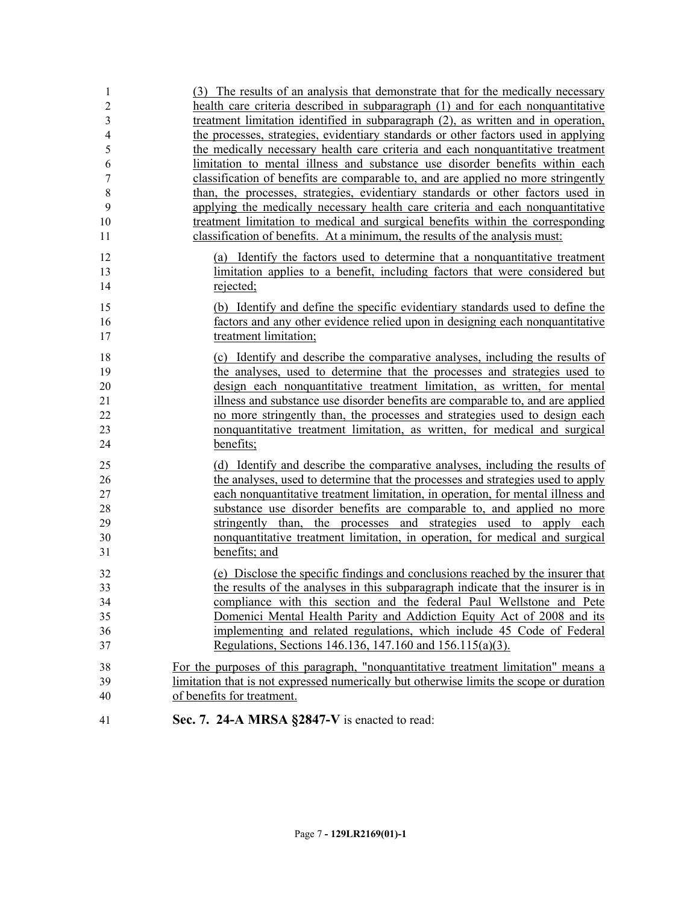(3) The results of an analysis that demonstrate that for the medically necessary health care criteria described in subparagraph (1) and for each nonquantitative treatment limitation identified in subparagraph (2), as written and in operation, the processes, strategies, evidentiary standards or other factors used in applying the medically necessary health care criteria and each nonquantitative treatment limitation to mental illness and substance use disorder benefits within each classification of benefits are comparable to, and are applied no more stringently than, the processes, strategies, evidentiary standards or other factors used in applying the medically necessary health care criteria and each nonquantitative treatment limitation to medical and surgical benefits within the corresponding classification of benefits. At a minimum, the results of the analysis must:

(a) Identify the factors used to determine that a nonquantitative treatment limitation applies to a benefit, including factors that were considered but rejected;

(b) Identify and define the specific evidentiary standards used to define the factors and any other evidence relied upon in designing each nonquantitative treatment limitation;

(c) Identify and describe the comparative analyses, including the results of the analyses, used to determine that the processes and strategies used to design each nonquantitative treatment limitation, as written, for mental illness and substance use disorder benefits are comparable to, and are applied no more stringently than, the processes and strategies used to design each nonquantitative treatment limitation, as written, for medical and surgical benefits;

(d) Identify and describe the comparative analyses, including the results of the analyses, used to determine that the processes and strategies used to apply each nonquantitative treatment limitation, in operation, for mental illness and substance use disorder benefits are comparable to, and applied no more stringently than, the processes and strategies used to apply each nonquantitative treatment limitation, in operation, for medical and surgical benefits; and

(e) Disclose the specific findings and conclusions reached by the insurer that the results of the analyses in this subparagraph indicate that the insurer is in compliance with this section and the federal Paul Wellstone and Pete Domenici Mental Health Parity and Addiction Equity Act of 2008 and its implementing and related regulations, which include 45 Code of Federal Regulations, Sections 146.136, 147.160 and 156.115(a)(3).

For the purposes of this paragraph, "nonquantitative treatment limitation" means a limitation that is not expressed numerically but otherwise limits the scope or duration of benefits for treatment.

**Sec. 7. 24-A MRSA §2847-V** is enacted to read: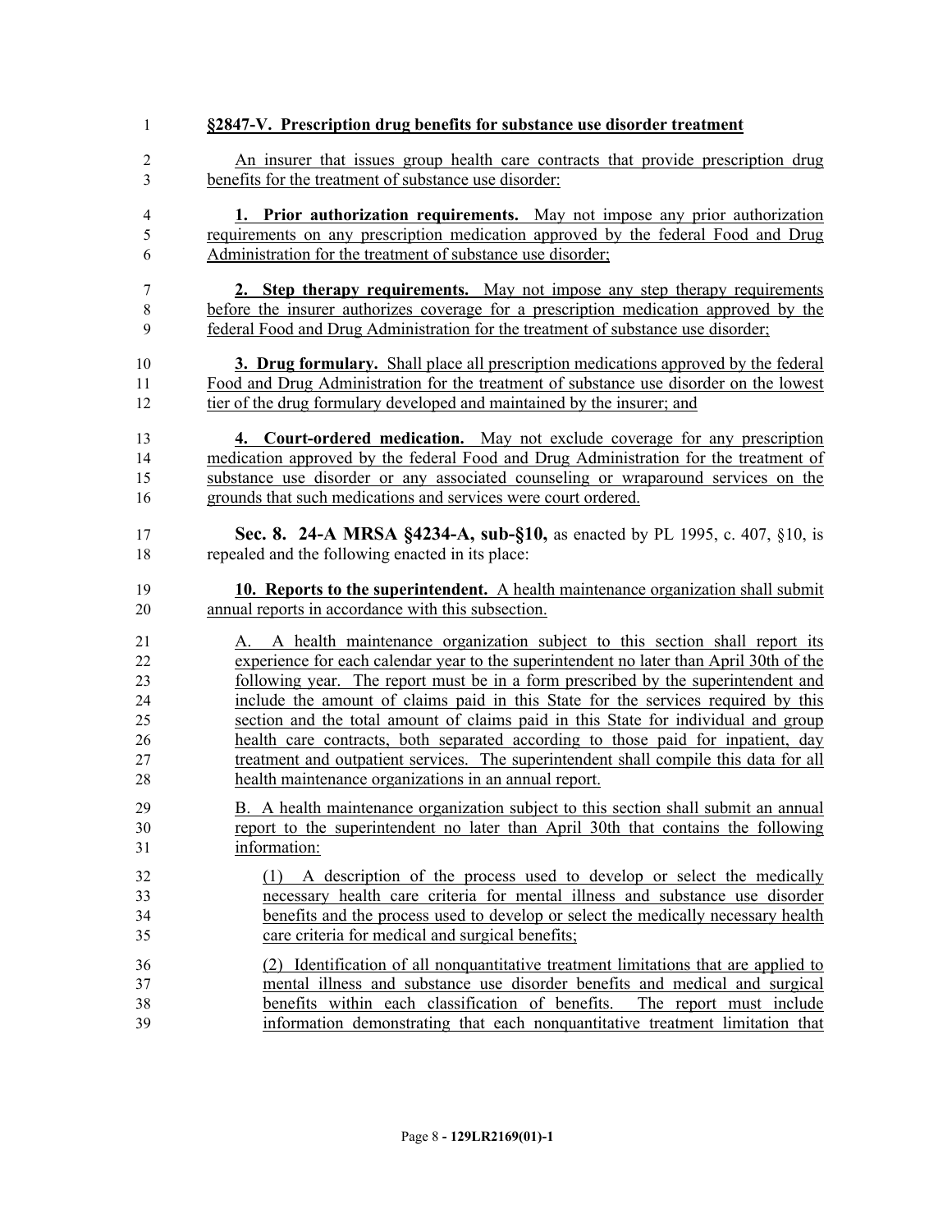**§2847-V. Prescription drug benefits for substance use disorder treatment**

An insurer that issues group health care contracts that provide prescription drug benefits for the treatment of substance use disorder:

**1. Prior authorization requirements.** May not impose any prior authorization requirements on any prescription medication approved by the federal Food and Drug Administration for the treatment of substance use disorder;

**2. Step therapy requirements.** May not impose any step therapy requirements before the insurer authorizes coverage for a prescription medication approved by the federal Food and Drug Administration for the treatment of substance use disorder;

**3. Drug formulary.** Shall place all prescription medications approved by the federal Food and Drug Administration for the treatment of substance use disorder on the lowest tier of the drug formulary developed and maintained by the insurer; and

**4. Court-ordered medication.** May not exclude coverage for any prescription medication approved by the federal Food and Drug Administration for the treatment of substance use disorder or any associated counseling or wraparound services on the grounds that such medications and services were court ordered.

**Sec. 8. 24-A MRSA §4234-A, sub-§10,** as enacted by PL 1995, c. 407, §10, is repealed and the following enacted in its place:

**10. Reports to the superintendent.** A health maintenance organization shall submit annual reports in accordance with this subsection.

A. A health maintenance organization subject to this section shall report its experience for each calendar year to the superintendent no later than April 30th of the following year. The report must be in a form prescribed by the superintendent and include the amount of claims paid in this State for the services required by this section and the total amount of claims paid in this State for individual and group health care contracts, both separated according to those paid for inpatient, day treatment and outpatient services. The superintendent shall compile this data for all health maintenance organizations in an annual report.

B. A health maintenance organization subject to this section shall submit an annual report to the superintendent no later than April 30th that contains the following information:

(1) A description of the process used to develop or select the medically necessary health care criteria for mental illness and substance use disorder benefits and the process used to develop or select the medically necessary health care criteria for medical and surgical benefits;

(2) Identification of all nonquantitative treatment limitations that are applied to mental illness and substance use disorder benefits and medical and surgical benefits within each classification of benefits. The report must include information demonstrating that each nonquantitative treatment limitation that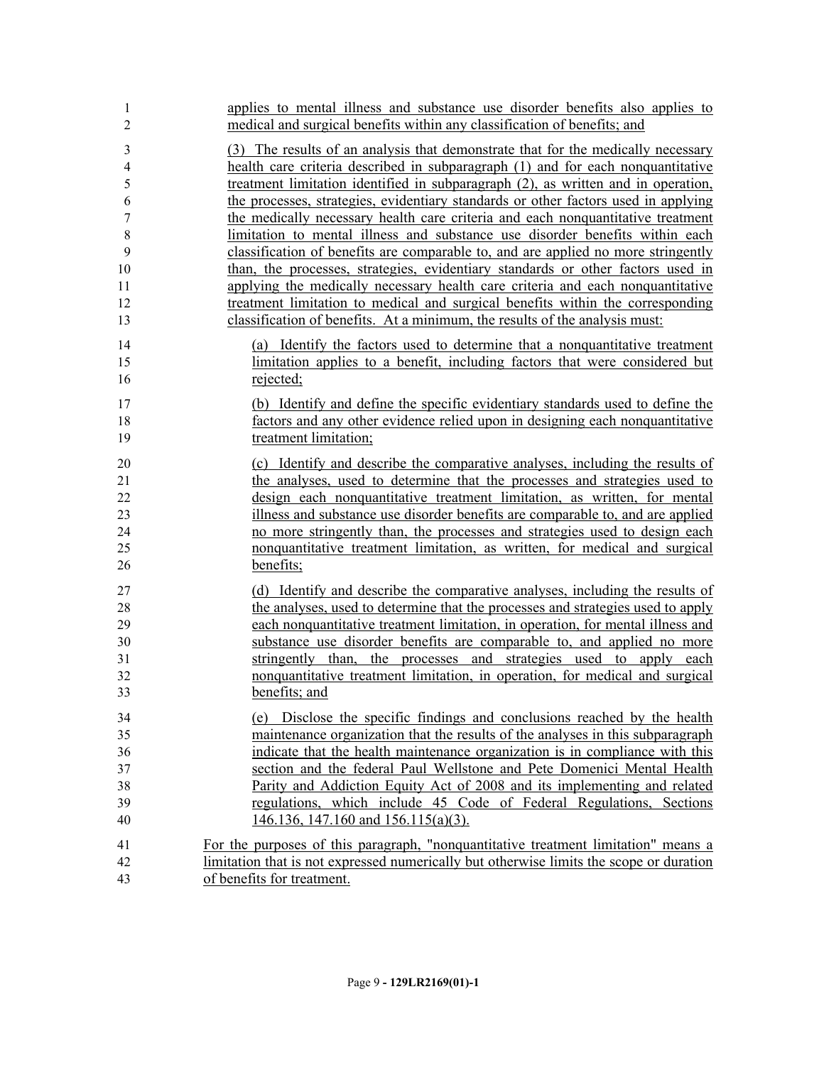applies to mental illness and substance use disorder benefits also applies to medical and surgical benefits within any classification of benefits; and

(3) The results of an analysis that demonstrate that for the medically necessary health care criteria described in subparagraph (1) and for each nonquantitative treatment limitation identified in subparagraph (2), as written and in operation, the processes, strategies, evidentiary standards or other factors used in applying the medically necessary health care criteria and each nonquantitative treatment limitation to mental illness and substance use disorder benefits within each classification of benefits are comparable to, and are applied no more stringently than, the processes, strategies, evidentiary standards or other factors used in applying the medically necessary health care criteria and each nonquantitative treatment limitation to medical and surgical benefits within the corresponding classification of benefits. At a minimum, the results of the analysis must:

(a) Identify the factors used to determine that a nonquantitative treatment limitation applies to a benefit, including factors that were considered but rejected;

(b) Identify and define the specific evidentiary standards used to define the factors and any other evidence relied upon in designing each nonquantitative treatment limitation;

(c) Identify and describe the comparative analyses, including the results of the analyses, used to determine that the processes and strategies used to design each nonquantitative treatment limitation, as written, for mental illness and substance use disorder benefits are comparable to, and are applied no more stringently than, the processes and strategies used to design each nonquantitative treatment limitation, as written, for medical and surgical benefits;

(d) Identify and describe the comparative analyses, including the results of the analyses, used to determine that the processes and strategies used to apply each nonquantitative treatment limitation, in operation, for mental illness and substance use disorder benefits are comparable to, and applied no more stringently than, the processes and strategies used to apply each nonquantitative treatment limitation, in operation, for medical and surgical benefits; and

(e) Disclose the specific findings and conclusions reached by the health maintenance organization that the results of the analyses in this subparagraph indicate that the health maintenance organization is in compliance with this section and the federal Paul Wellstone and Pete Domenici Mental Health Parity and Addiction Equity Act of 2008 and its implementing and related regulations, which include 45 Code of Federal Regulations, Sections 146.136, 147.160 and 156.115(a)(3).

For the purposes of this paragraph, "nonquantitative treatment limitation" means a limitation that is not expressed numerically but otherwise limits the scope or duration of benefits for treatment.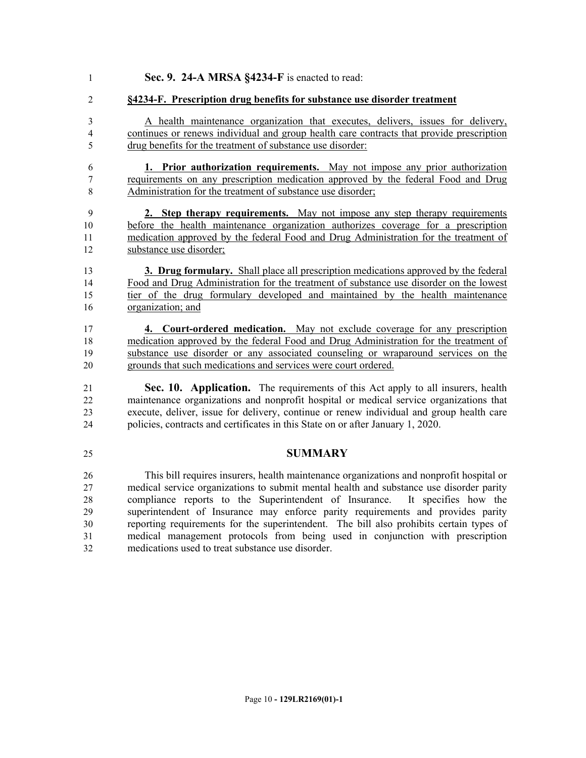**Sec. 9. 24-A MRSA §4234-F** is enacted to read:

**§4234-F. Prescription drug benefits for substance use disorder treatment**

A health maintenance organization that executes, delivers, issues for delivery, continues or renews individual and group health care contracts that provide prescription drug benefits for the treatment of substance use disorder:

**1. Prior authorization requirements.** May not impose any prior authorization requirements on any prescription medication approved by the federal Food and Drug Administration for the treatment of substance use disorder;

**2. Step therapy requirements.** May not impose any step therapy requirements before the health maintenance organization authorizes coverage for a prescription medication approved by the federal Food and Drug Administration for the treatment of substance use disorder;

**3. Drug formulary.** Shall place all prescription medications approved by the federal Food and Drug Administration for the treatment of substance use disorder on the lowest tier of the drug formulary developed and maintained by the health maintenance organization; and

**4. Court-ordered medication.** May not exclude coverage for any prescription medication approved by the federal Food and Drug Administration for the treatment of substance use disorder or any associated counseling or wraparound services on the grounds that such medications and services were court ordered.

**Sec. 10. Application.** The requirements of this Act apply to all insurers, health maintenance organizations and nonprofit hospital or medical service organizations that execute, deliver, issue for delivery, continue or renew individual and group health care policies, contracts and certificates in this State on or after January 1, 2020.

## SUMMARY

This bill requires insurers, health maintenance organizations and nonprofit hospital or medical service organizations to submit mental health and substance use disorder parity compliance reports to the Superintendent of Insurance. It specifies how the superintendent of Insurance may enforce parity requirements and provides parity reporting requirements for the superintendent. The bill also prohibits certain types of medical management protocols from being used in conjunction with prescription medications used to treat substance use disorder.